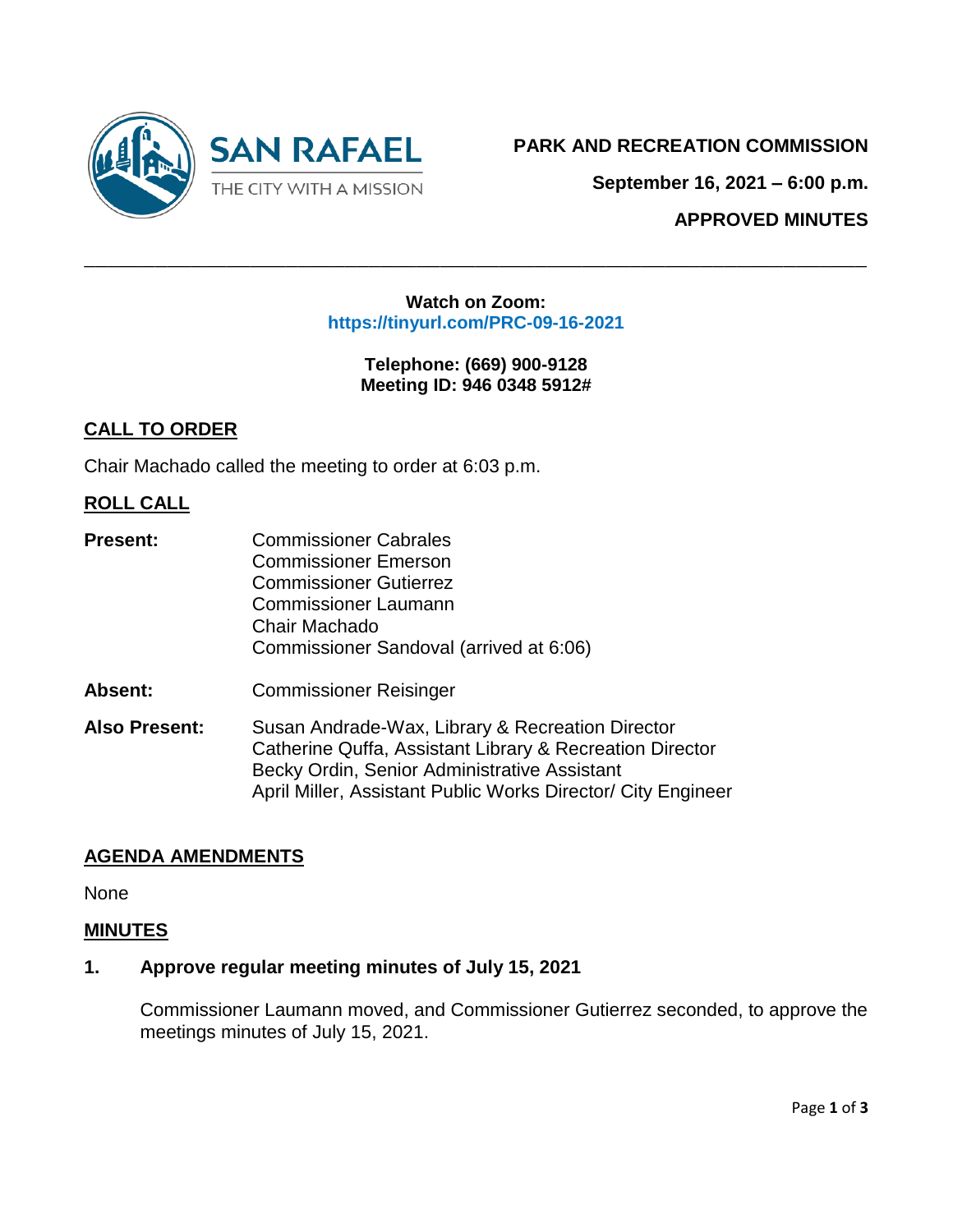SAN RAFAEL
THE CITY WITH A MISSION

# PARK AND RECREATION COMMISSION

**September 16, 2021 – 6:00 p.m.**

**APPROVED MINUTES**

---

**Watch on Zoom:**
**https://tinyurl.com/PRC-09-16-2021**

**Telephone: (669) 900-9128**
**Meeting ID: 946 0348 5912#**

## CALL TO ORDER

Chair Machado called the meeting to order at 6:03 p.m.

## ROLL CALL

**Present:**
Commissioner Cabrales
Commissioner Emerson
Commissioner Gutierrez
Commissioner Laumann
Chair Machado
Commissioner Sandoval (arrived at 6:06)

**Absent:**
Commissioner Reisinger

**Also Present:**
Susan Andrade-Wax, Library & Recreation Director
Catherine Quffa, Assistant Library & Recreation Director
Becky Ordin, Senior Administrative Assistant
April Miller, Assistant Public Works Director/ City Engineer

## AGENDA AMENDMENTS

None

## MINUTES

### 1. Approve regular meeting minutes of July 15, 2021

Commissioner Laumann moved, and Commissioner Gutierrez seconded, to approve the meetings minutes of July 15, 2021.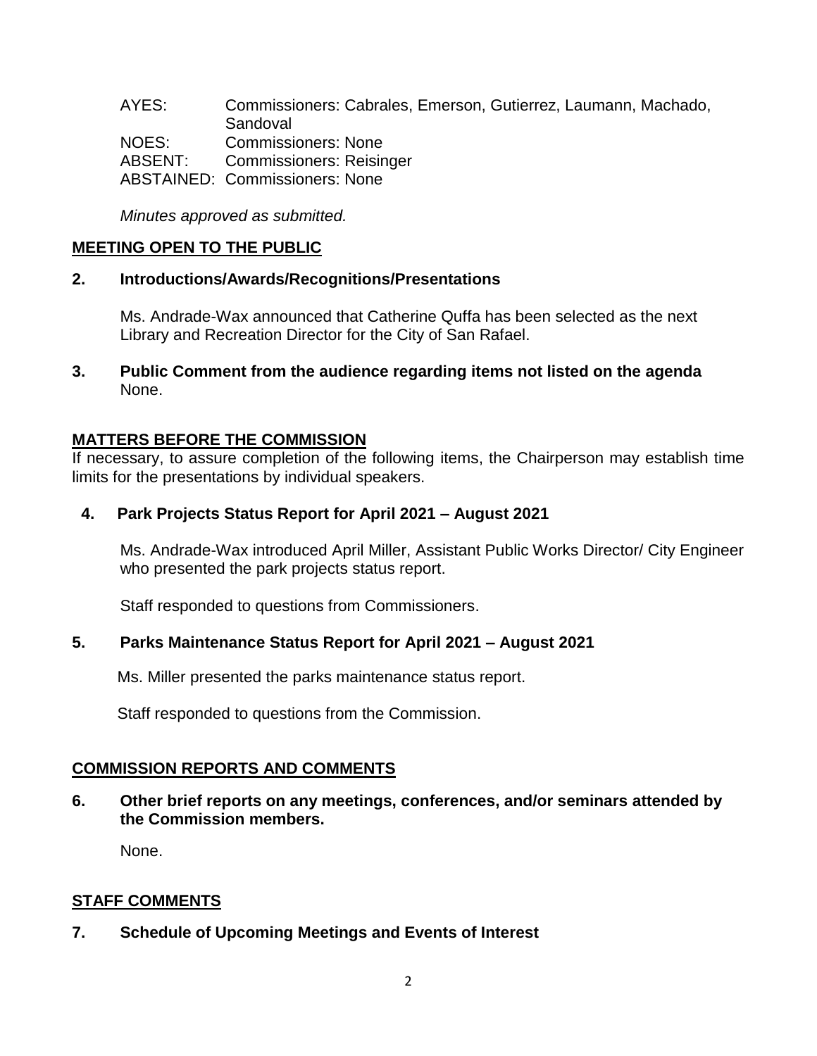AYES: Commissioners: Cabrales, Emerson, Gutierrez, Laumann, Machado, Sandoval
NOES: Commissioners: None
ABSENT: Commissioners: Reisinger
ABSTAINED: Commissioners: None

*Minutes approved as submitted.*

## MEETING OPEN TO THE PUBLIC

**2. Introductions/Awards/Recognitions/Presentations**

Ms. Andrade-Wax announced that Catherine Quffa has been selected as the next Library and Recreation Director for the City of San Rafael.

**3. Public Comment from the audience regarding items not listed on the agenda**
None.

## MATTERS BEFORE THE COMMISSION

If necessary, to assure completion of the following items, the Chairperson may establish time limits for the presentations by individual speakers.

**4. Park Projects Status Report for April 2021 – August 2021**

Ms. Andrade-Wax introduced April Miller, Assistant Public Works Director/ City Engineer who presented the park projects status report.

Staff responded to questions from Commissioners.

**5. Parks Maintenance Status Report for April 2021 – August 2021**

Ms. Miller presented the parks maintenance status report.

Staff responded to questions from the Commission.

## COMMISSION REPORTS AND COMMENTS

**6. Other brief reports on any meetings, conferences, and/or seminars attended by the Commission members.**

None.

## STAFF COMMENTS

**7. Schedule of Upcoming Meetings and Events of Interest**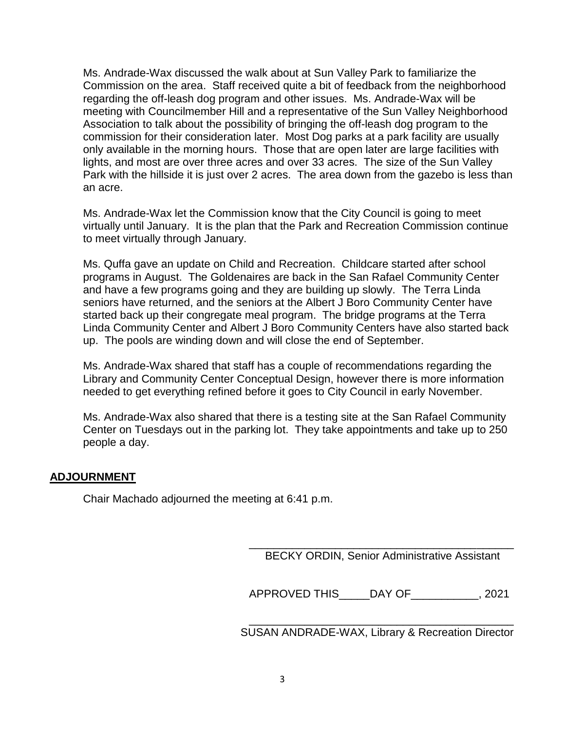Ms. Andrade-Wax discussed the walk about at Sun Valley Park to familiarize the Commission on the area. Staff received quite a bit of feedback from the neighborhood regarding the off-leash dog program and other issues. Ms. Andrade-Wax will be meeting with Councilmember Hill and a representative of the Sun Valley Neighborhood Association to talk about the possibility of bringing the off-leash dog program to the commission for their consideration later. Most Dog parks at a park facility are usually only available in the morning hours. Those that are open later are large facilities with lights, and most are over three acres and over 33 acres. The size of the Sun Valley Park with the hillside it is just over 2 acres. The area down from the gazebo is less than an acre.

Ms. Andrade-Wax let the Commission know that the City Council is going to meet virtually until January. It is the plan that the Park and Recreation Commission continue to meet virtually through January.

Ms. Quffa gave an update on Child and Recreation. Childcare started after school programs in August. The Goldenaires are back in the San Rafael Community Center and have a few programs going and they are building up slowly. The Terra Linda seniors have returned, and the seniors at the Albert J Boro Community Center have started back up their congregate meal program. The bridge programs at the Terra Linda Community Center and Albert J Boro Community Centers have also started back up. The pools are winding down and will close the end of September.

Ms. Andrade-Wax shared that staff has a couple of recommendations regarding the Library and Community Center Conceptual Design, however there is more information needed to get everything refined before it goes to City Council in early November.

Ms. Andrade-Wax also shared that there is a testing site at the San Rafael Community Center on Tuesdays out in the parking lot. They take appointments and take up to 250 people a day.

## ADJOURNMENT

Chair Machado adjourned the meeting at 6:41 p.m.

_____________________________________________
BECKY ORDIN, Senior Administrative Assistant

APPROVED THIS_____DAY OF___________, 2021

_____________________________________________
SUSAN ANDRADE-WAX, Library & Recreation Director